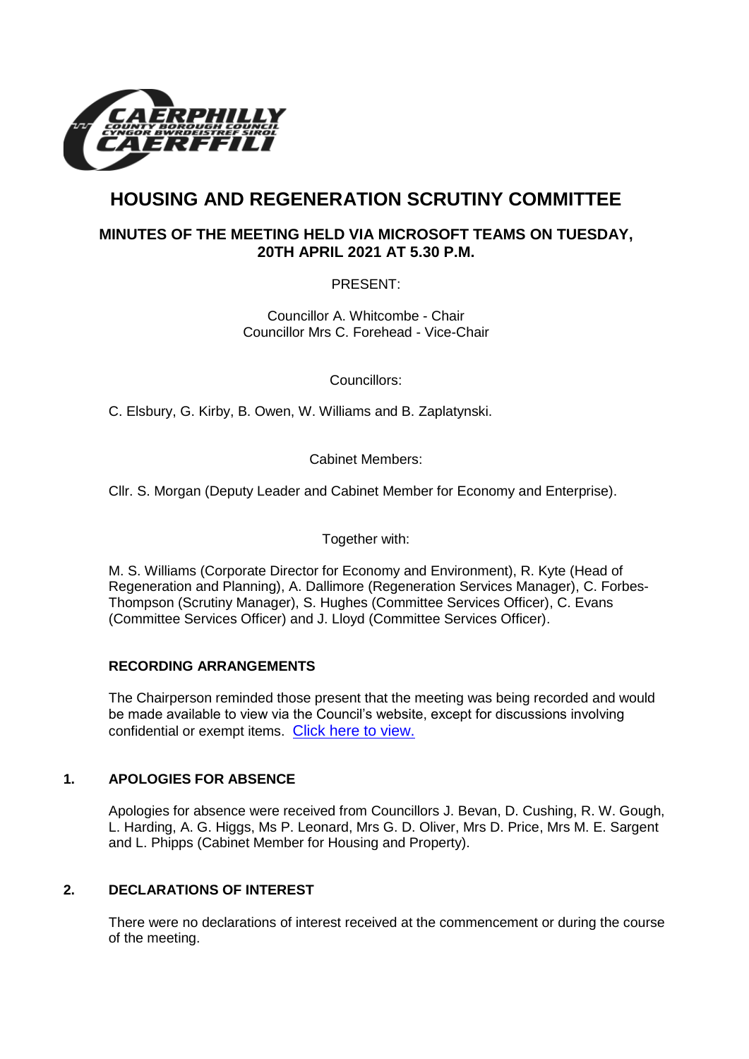# HOUSING AND REGENERATION SCRUTINY COMMITTEE

## MINUTES OF THE MEETING HELD VIA MICROSOFT TEAMS ON TUESDAY, 20TH APRIL 2021 AT 5.30 P.M.

PRESENT:

Councillor A. Whitcombe - Chair
Councillor Mrs C. Forehead - Vice-Chair

Councillors:

C. Elsbury, G. Kirby, B. Owen, W. Williams and B. Zaplatynski.

Cabinet Members:

Cllr. S. Morgan (Deputy Leader and Cabinet Member for Economy and Enterprise).

Together with:

M. S. Williams (Corporate Director for Economy and Environment), R. Kyte (Head of Regeneration and Planning), A. Dallimore (Regeneration Services Manager), C. Forbes-Thompson (Scrutiny Manager), S. Hughes (Committee Services Officer), C. Evans (Committee Services Officer) and J. Lloyd (Committee Services Officer).

### RECORDING ARRANGEMENTS

The Chairperson reminded those present that the meeting was being recorded and would be made available to view via the Council's website, except for discussions involving confidential or exempt items. Click here to view.

### 1. APOLOGIES FOR ABSENCE

Apologies for absence were received from Councillors J. Bevan, D. Cushing, R. W. Gough, L. Harding, A. G. Higgs, Ms P. Leonard, Mrs G. D. Oliver, Mrs D. Price, Mrs M. E. Sargent and L. Phipps (Cabinet Member for Housing and Property).

### 2. DECLARATIONS OF INTEREST

There were no declarations of interest received at the commencement or during the course of the meeting.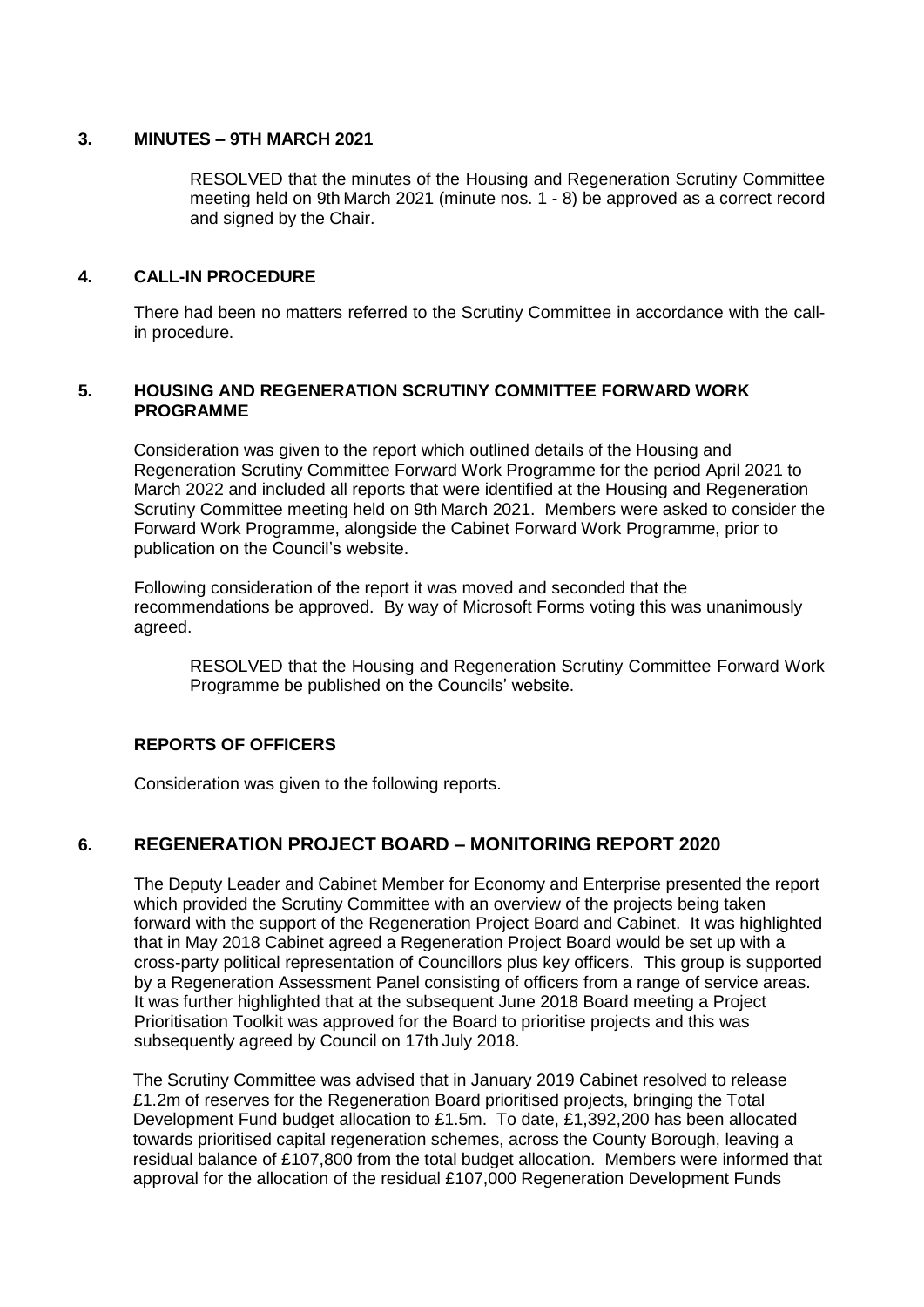## 3. MINUTES – 9TH MARCH 2021

RESOLVED that the minutes of the Housing and Regeneration Scrutiny Committee meeting held on 9th March 2021 (minute nos. 1 - 8) be approved as a correct record and signed by the Chair.

## 4. CALL-IN PROCEDURE

There had been no matters referred to the Scrutiny Committee in accordance with the call-in procedure.

## 5. HOUSING AND REGENERATION SCRUTINY COMMITTEE FORWARD WORK PROGRAMME

Consideration was given to the report which outlined details of the Housing and Regeneration Scrutiny Committee Forward Work Programme for the period April 2021 to March 2022 and included all reports that were identified at the Housing and Regeneration Scrutiny Committee meeting held on 9th March 2021. Members were asked to consider the Forward Work Programme, alongside the Cabinet Forward Work Programme, prior to publication on the Council's website.

Following consideration of the report it was moved and seconded that the recommendations be approved. By way of Microsoft Forms voting this was unanimously agreed.

RESOLVED that the Housing and Regeneration Scrutiny Committee Forward Work Programme be published on the Councils' website.

## REPORTS OF OFFICERS

Consideration was given to the following reports.

## 6. REGENERATION PROJECT BOARD – MONITORING REPORT 2020

The Deputy Leader and Cabinet Member for Economy and Enterprise presented the report which provided the Scrutiny Committee with an overview of the projects being taken forward with the support of the Regeneration Project Board and Cabinet. It was highlighted that in May 2018 Cabinet agreed a Regeneration Project Board would be set up with a cross-party political representation of Councillors plus key officers. This group is supported by a Regeneration Assessment Panel consisting of officers from a range of service areas. It was further highlighted that at the subsequent June 2018 Board meeting a Project Prioritisation Toolkit was approved for the Board to prioritise projects and this was subsequently agreed by Council on 17th July 2018.

The Scrutiny Committee was advised that in January 2019 Cabinet resolved to release £1.2m of reserves for the Regeneration Board prioritised projects, bringing the Total Development Fund budget allocation to £1.5m. To date, £1,392,200 has been allocated towards prioritised capital regeneration schemes, across the County Borough, leaving a residual balance of £107,800 from the total budget allocation. Members were informed that approval for the allocation of the residual £107,000 Regeneration Development Funds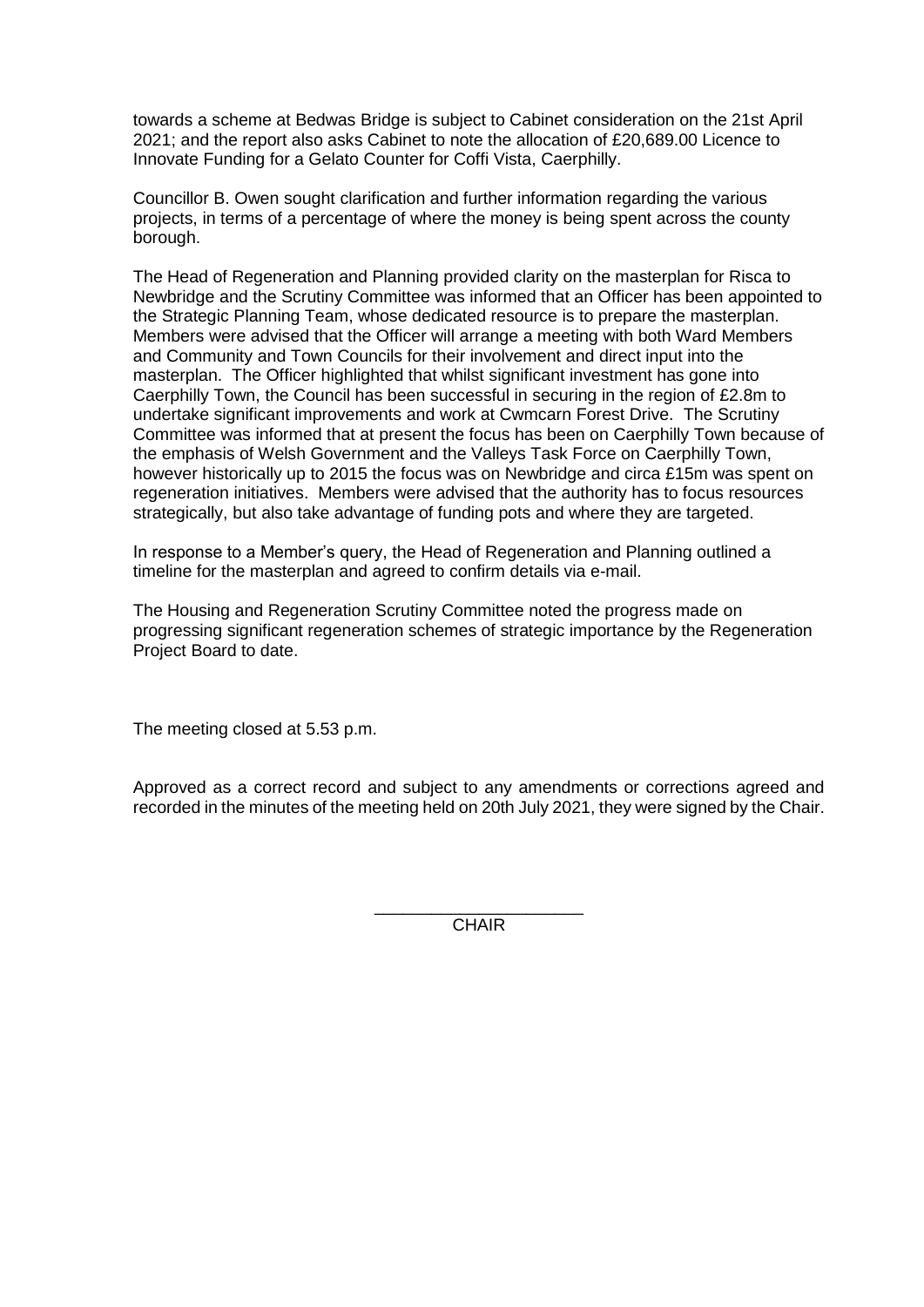towards a scheme at Bedwas Bridge is subject to Cabinet consideration on the 21st April 2021; and the report also asks Cabinet to note the allocation of £20,689.00 Licence to Innovate Funding for a Gelato Counter for Coffi Vista, Caerphilly.

Councillor B. Owen sought clarification and further information regarding the various projects, in terms of a percentage of where the money is being spent across the county borough.

The Head of Regeneration and Planning provided clarity on the masterplan for Risca to Newbridge and the Scrutiny Committee was informed that an Officer has been appointed to the Strategic Planning Team, whose dedicated resource is to prepare the masterplan. Members were advised that the Officer will arrange a meeting with both Ward Members and Community and Town Councils for their involvement and direct input into the masterplan. The Officer highlighted that whilst significant investment has gone into Caerphilly Town, the Council has been successful in securing in the region of £2.8m to undertake significant improvements and work at Cwmcarn Forest Drive. The Scrutiny Committee was informed that at present the focus has been on Caerphilly Town because of the emphasis of Welsh Government and the Valleys Task Force on Caerphilly Town, however historically up to 2015 the focus was on Newbridge and circa £15m was spent on regeneration initiatives. Members were advised that the authority has to focus resources strategically, but also take advantage of funding pots and where they are targeted.

In response to a Member's query, the Head of Regeneration and Planning outlined a timeline for the masterplan and agreed to confirm details via e-mail.

The Housing and Regeneration Scrutiny Committee noted the progress made on progressing significant regeneration schemes of strategic importance by the Regeneration Project Board to date.

The meeting closed at 5.53 p.m.

Approved as a correct record and subject to any amendments or corrections agreed and recorded in the minutes of the meeting held on 20th July 2021, they were signed by the Chair.

\_\_\_\_\_\_\_\_\_\_\_\_\_\_\_\_\_\_\_\_\_\_

CHAIR